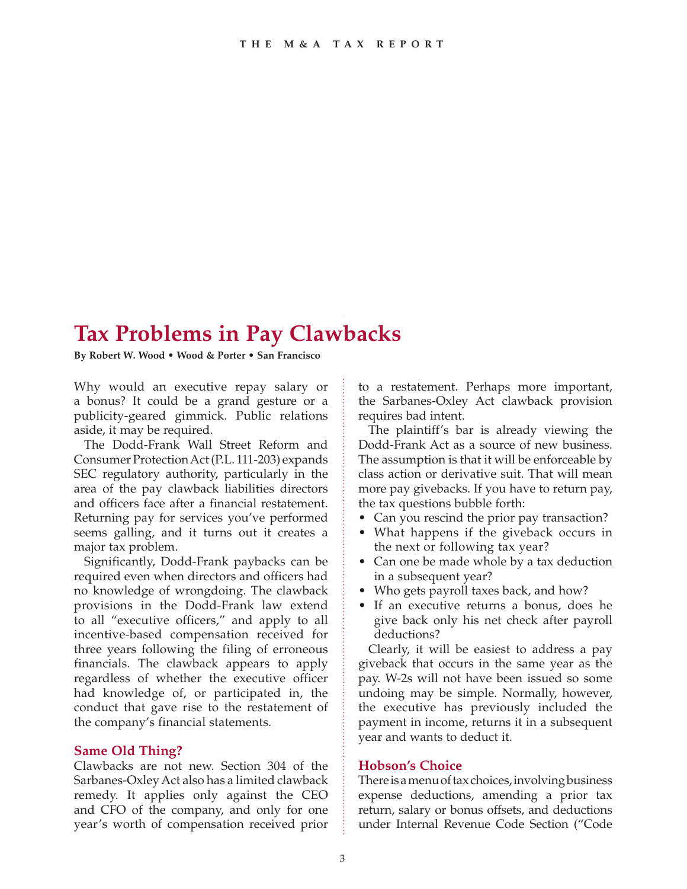# Tax Problems in Pay Clawbacks

**By Robert W. Wood • Wood & Porter • San Francisco**

Why would an executive repay salary or a bonus? It could be a grand gesture or a publicity-geared gimmick. Public relations aside, it may be required.

The Dodd-Frank Wall Street Reform and Consumer Protection Act (P.L. 111-203) expands SEC regulatory authority, particularly in the area of the pay clawback liabilities directors and officers face after a financial restatement. Returning pay for services you've performed seems galling, and it turns out it creates a major tax problem.

Significantly, Dodd-Frank paybacks can be required even when directors and officers had no knowledge of wrongdoing. The clawback provisions in the Dodd-Frank law extend to all "executive officers," and apply to all incentive-based compensation received for three years following the filing of erroneous financials. The clawback appears to apply regardless of whether the executive officer had knowledge of, or participated in, the conduct that gave rise to the restatement of the company's financial statements.

## Same Old Thing?

Clawbacks are not new. Section 304 of the Sarbanes-Oxley Act also has a limited clawback remedy. It applies only against the CEO and CFO of the company, and only for one year's worth of compensation received prior to a restatement. Perhaps more important, the Sarbanes-Oxley Act clawback provision requires bad intent.

The plaintiff's bar is already viewing the Dodd-Frank Act as a source of new business. The assumption is that it will be enforceable by class action or derivative suit. That will mean more pay givebacks. If you have to return pay, the tax questions bubble forth:

- Can you rescind the prior pay transaction?
- What happens if the giveback occurs in the next or following tax year?
- Can one be made whole by a tax deduction in a subsequent year?
- Who gets payroll taxes back, and how?
- If an executive returns a bonus, does he give back only his net check after payroll deductions?

Clearly, it will be easiest to address a pay giveback that occurs in the same year as the pay. W-2s will not have been issued so some undoing may be simple. Normally, however, the executive has previously included the payment in income, returns it in a subsequent year and wants to deduct it.

## Hobson's Choice

There is a menu of tax choices, involving business expense deductions, amending a prior tax return, salary or bonus offsets, and deductions under Internal Revenue Code Section ("Code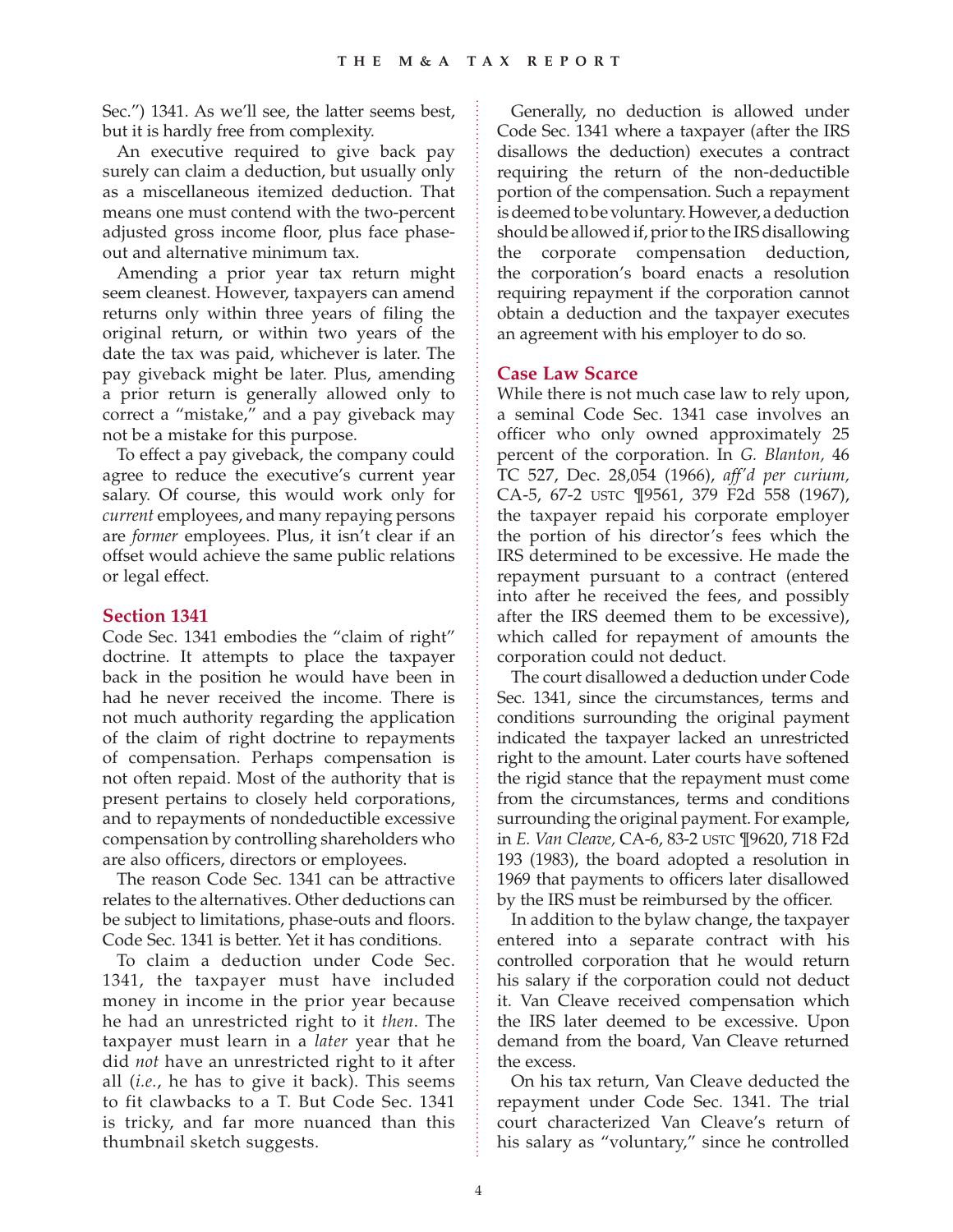Sec.") 1341. As we'll see, the latter seems best, but it is hardly free from complexity.

An executive required to give back pay surely can claim a deduction, but usually only as a miscellaneous itemized deduction. That means one must contend with the two-percent adjusted gross income floor, plus face phase-out and alternative minimum tax.

Amending a prior year tax return might seem cleanest. However, taxpayers can amend returns only within three years of filing the original return, or within two years of the date the tax was paid, whichever is later. The pay giveback might be later. Plus, amending a prior return is generally allowed only to correct a "mistake," and a pay giveback may not be a mistake for this purpose.

To effect a pay giveback, the company could agree to reduce the executive's current year salary. Of course, this would work only for *current* employees, and many repaying persons are *former* employees. Plus, it isn't clear if an offset would achieve the same public relations or legal effect.

## Section 1341

Code Sec. 1341 embodies the "claim of right" doctrine. It attempts to place the taxpayer back in the position he would have been in had he never received the income. There is not much authority regarding the application of the claim of right doctrine to repayments of compensation. Perhaps compensation is not often repaid. Most of the authority that is present pertains to closely held corporations, and to repayments of nondeductible excessive compensation by controlling shareholders who are also officers, directors or employees.

The reason Code Sec. 1341 can be attractive relates to the alternatives. Other deductions can be subject to limitations, phase-outs and floors. Code Sec. 1341 is better. Yet it has conditions.

To claim a deduction under Code Sec. 1341, the taxpayer must have included money in income in the prior year because he had an unrestricted right to it *then*. The taxpayer must learn in a *later* year that he did *not* have an unrestricted right to it after all (*i.e.*, he has to give it back). This seems to fit clawbacks to a T. But Code Sec. 1341 is tricky, and far more nuanced than this thumbnail sketch suggests.

Generally, no deduction is allowed under Code Sec. 1341 where a taxpayer (after the IRS disallows the deduction) executes a contract requiring the return of the non-deductible portion of the compensation. Such a repayment is deemed to be voluntary. However, a deduction should be allowed if, prior to the IRS disallowing the corporate compensation deduction, the corporation's board enacts a resolution requiring repayment if the corporation cannot obtain a deduction and the taxpayer executes an agreement with his employer to do so.

## Case Law Scarce

While there is not much case law to rely upon, a seminal Code Sec. 1341 case involves an officer who only owned approximately 25 percent of the corporation. In *G. Blanton,* 46 TC 527, Dec. 28,054 (1966), *aff'd per curium,* CA-5, 67-2 USTC ¶9561, 379 F2d 558 (1967), the taxpayer repaid his corporate employer the portion of his director's fees which the IRS determined to be excessive. He made the repayment pursuant to a contract (entered into after he received the fees, and possibly after the IRS deemed them to be excessive), which called for repayment of amounts the corporation could not deduct.

The court disallowed a deduction under Code Sec. 1341, since the circumstances, terms and conditions surrounding the original payment indicated the taxpayer lacked an unrestricted right to the amount. Later courts have softened the rigid stance that the repayment must come from the circumstances, terms and conditions surrounding the original payment. For example, in *E. Van Cleave,* CA-6, 83-2 USTC ¶9620, 718 F2d 193 (1983), the board adopted a resolution in 1969 that payments to officers later disallowed by the IRS must be reimbursed by the officer.

In addition to the bylaw change, the taxpayer entered into a separate contract with his controlled corporation that he would return his salary if the corporation could not deduct it. Van Cleave received compensation which the IRS later deemed to be excessive. Upon demand from the board, Van Cleave returned the excess.

On his tax return, Van Cleave deducted the repayment under Code Sec. 1341. The trial court characterized Van Cleave's return of his salary as "voluntary," since he controlled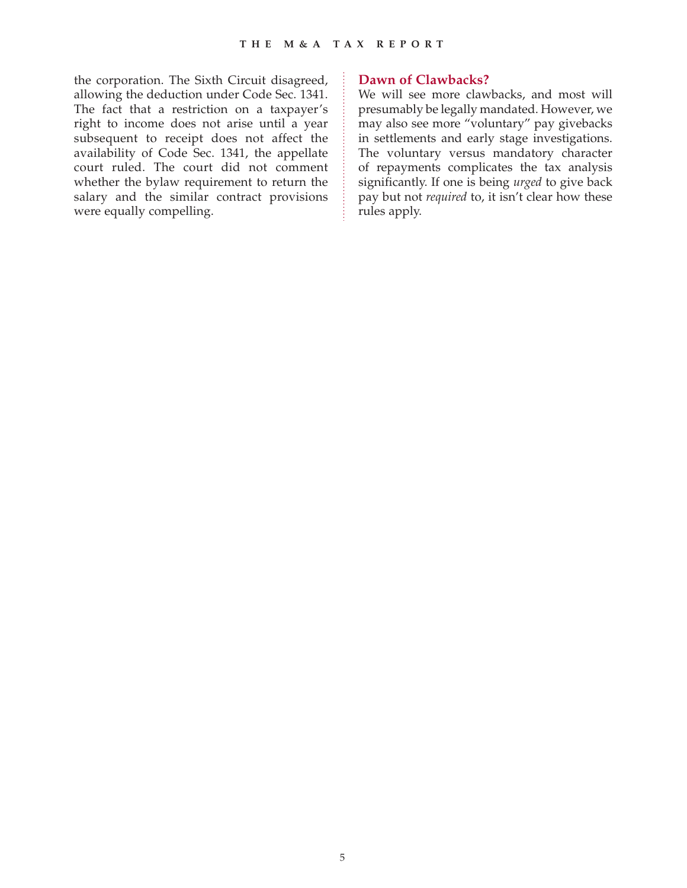the corporation. The Sixth Circuit disagreed, allowing the deduction under Code Sec. 1341. The fact that a restriction on a taxpayer's right to income does not arise until a year subsequent to receipt does not affect the availability of Code Sec. 1341, the appellate court ruled. The court did not comment whether the bylaw requirement to return the salary and the similar contract provisions were equally compelling.

## Dawn of Clawbacks?

We will see more clawbacks, and most will presumably be legally mandated. However, we may also see more "voluntary" pay givebacks in settlements and early stage investigations. The voluntary versus mandatory character of repayments complicates the tax analysis significantly. If one is being *urged* to give back pay but not *required* to, it isn't clear how these rules apply.